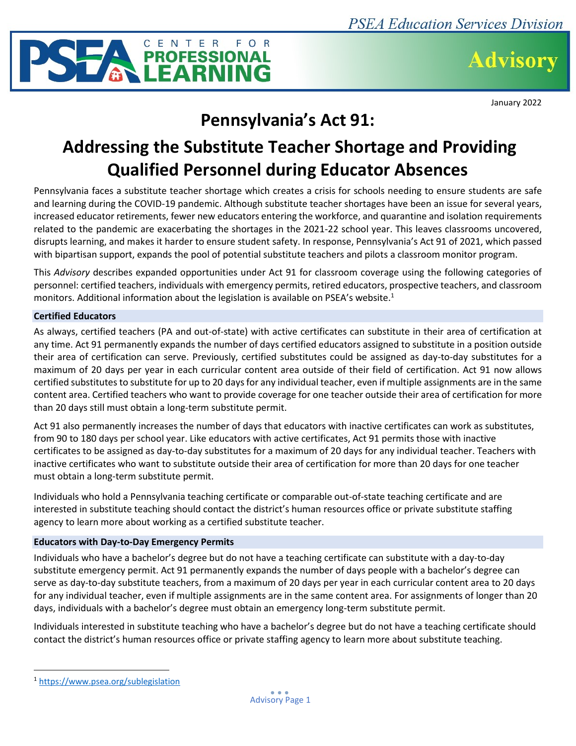PSEA Education Services Division

PSEA Center for Professional Learning

Advisory

January 2022

# Pennsylvania's Act 91:

# Addressing the Substitute Teacher Shortage and Providing Qualified Personnel during Educator Absences

Pennsylvania faces a substitute teacher shortage which creates a crisis for schools needing to ensure students are safe and learning during the COVID-19 pandemic. Although substitute teacher shortages have been an issue for several years, increased educator retirements, fewer new educators entering the workforce, and quarantine and isolation requirements related to the pandemic are exacerbating the shortages in the 2021-22 school year. This leaves classrooms uncovered, disrupts learning, and makes it harder to ensure student safety. In response, Pennsylvania's Act 91 of 2021, which passed with bipartisan support, expands the pool of potential substitute teachers and pilots a classroom monitor program.

This *Advisory* describes expanded opportunities under Act 91 for classroom coverage using the following categories of personnel: certified teachers, individuals with emergency permits, retired educators, prospective teachers, and classroom monitors. Additional information about the legislation is available on PSEA's website.[1]

## Certified Educators

As always, certified teachers (PA and out-of-state) with active certificates can substitute in their area of certification at any time. Act 91 permanently expands the number of days certified educators assigned to substitute in a position outside their area of certification can serve. Previously, certified substitutes could be assigned as day-to-day substitutes for a maximum of 20 days per year in each curricular content area outside of their field of certification. Act 91 now allows certified substitutes to substitute for up to 20 days for any individual teacher, even if multiple assignments are in the same content area. Certified teachers who want to provide coverage for one teacher outside their area of certification for more than 20 days still must obtain a long-term substitute permit.

Act 91 also permanently increases the number of days that educators with inactive certificates can work as substitutes, from 90 to 180 days per school year. Like educators with active certificates, Act 91 permits those with inactive certificates to be assigned as day-to-day substitutes for a maximum of 20 days for any individual teacher. Teachers with inactive certificates who want to substitute outside their area of certification for more than 20 days for one teacher must obtain a long-term substitute permit.

Individuals who hold a Pennsylvania teaching certificate or comparable out-of-state teaching certificate and are interested in substitute teaching should contact the district's human resources office or private substitute staffing agency to learn more about working as a certified substitute teacher.

## Educators with Day-to-Day Emergency Permits

Individuals who have a bachelor's degree but do not have a teaching certificate can substitute with a day-to-day substitute emergency permit. Act 91 permanently expands the number of days people with a bachelor's degree can serve as day-to-day substitute teachers, from a maximum of 20 days per year in each curricular content area to 20 days for any individual teacher, even if multiple assignments are in the same content area. For assignments of longer than 20 days, individuals with a bachelor's degree must obtain an emergency long-term substitute permit.

Individuals interested in substitute teaching who have a bachelor's degree but do not have a teaching certificate should contact the district's human resources office or private staffing agency to learn more about substitute teaching.

---

[1] https://www.psea.org/sublegislation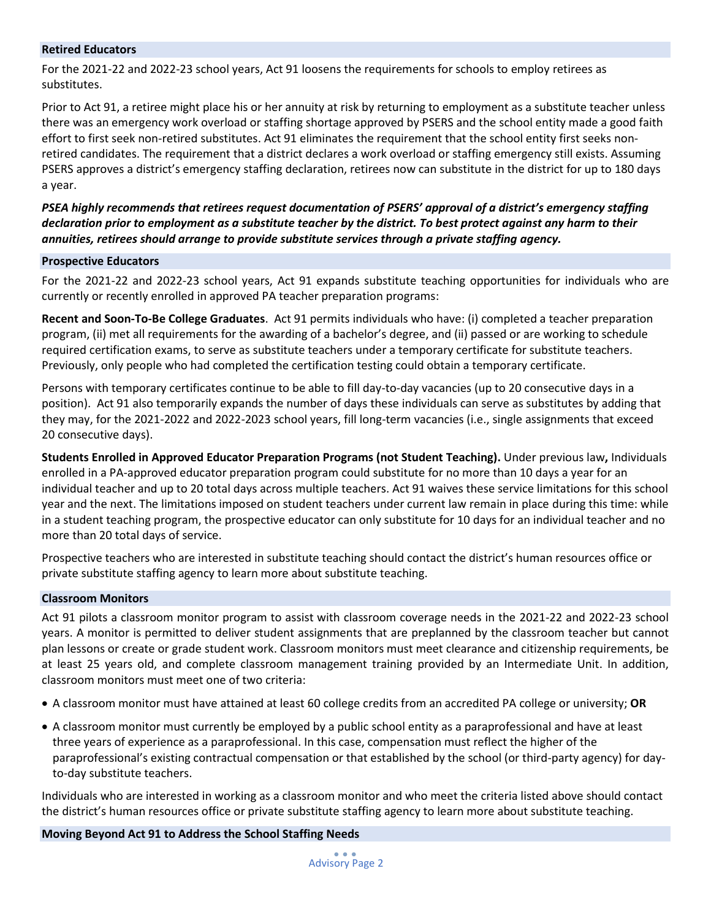## Retired Educators

For the 2021-22 and 2022-23 school years, Act 91 loosens the requirements for schools to employ retirees as substitutes.

Prior to Act 91, a retiree might place his or her annuity at risk by returning to employment as a substitute teacher unless there was an emergency work overload or staffing shortage approved by PSERS and the school entity made a good faith effort to first seek non-retired substitutes. Act 91 eliminates the requirement that the school entity first seeks non-retired candidates. The requirement that a district declares a work overload or staffing emergency still exists. Assuming PSERS approves a district's emergency staffing declaration, retirees now can substitute in the district for up to 180 days a year.

***PSEA highly recommends that retirees request documentation of PSERS' approval of a district's emergency staffing declaration prior to employment as a substitute teacher by the district. To best protect against any harm to their annuities, retirees should arrange to provide substitute services through a private staffing agency.***

## Prospective Educators

For the 2021-22 and 2022-23 school years, Act 91 expands substitute teaching opportunities for individuals who are currently or recently enrolled in approved PA teacher preparation programs:

**Recent and Soon-To-Be College Graduates**. Act 91 permits individuals who have: (i) completed a teacher preparation program, (ii) met all requirements for the awarding of a bachelor's degree, and (ii) passed or are working to schedule required certification exams, to serve as substitute teachers under a temporary certificate for substitute teachers. Previously, only people who had completed the certification testing could obtain a temporary certificate.

Persons with temporary certificates continue to be able to fill day-to-day vacancies (up to 20 consecutive days in a position). Act 91 also temporarily expands the number of days these individuals can serve as substitutes by adding that they may, for the 2021-2022 and 2022-2023 school years, fill long-term vacancies (i.e., single assignments that exceed 20 consecutive days).

**Students Enrolled in Approved Educator Preparation Programs (not Student Teaching).** Under previous law**,** Individuals enrolled in a PA-approved educator preparation program could substitute for no more than 10 days a year for an individual teacher and up to 20 total days across multiple teachers. Act 91 waives these service limitations for this school year and the next. The limitations imposed on student teachers under current law remain in place during this time: while in a student teaching program, the prospective educator can only substitute for 10 days for an individual teacher and no more than 20 total days of service.

Prospective teachers who are interested in substitute teaching should contact the district's human resources office or private substitute staffing agency to learn more about substitute teaching.

## Classroom Monitors

Act 91 pilots a classroom monitor program to assist with classroom coverage needs in the 2021-22 and 2022-23 school years. A monitor is permitted to deliver student assignments that are preplanned by the classroom teacher but cannot plan lessons or create or grade student work. Classroom monitors must meet clearance and citizenship requirements, be at least 25 years old, and complete classroom management training provided by an Intermediate Unit. In addition, classroom monitors must meet one of two criteria:

- A classroom monitor must have attained at least 60 college credits from an accredited PA college or university; **OR**
- A classroom monitor must currently be employed by a public school entity as a paraprofessional and have at least three years of experience as a paraprofessional. In this case, compensation must reflect the higher of the paraprofessional's existing contractual compensation or that established by the school (or third-party agency) for day-to-day substitute teachers.

Individuals who are interested in working as a classroom monitor and who meet the criteria listed above should contact the district's human resources office or private substitute staffing agency to learn more about substitute teaching.

## Moving Beyond Act 91 to Address the School Staffing Needs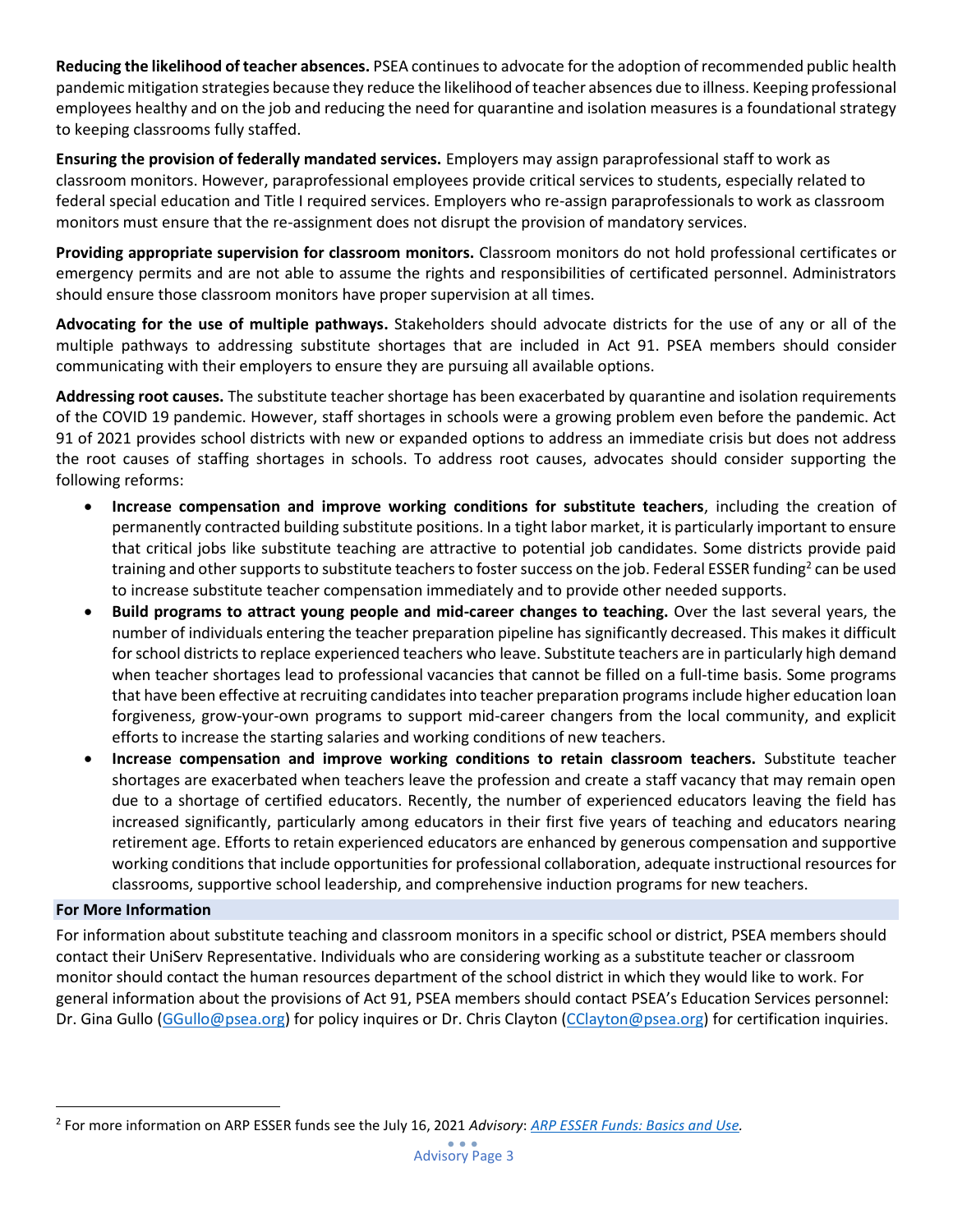**Reducing the likelihood of teacher absences.** PSEA continues to advocate for the adoption of recommended public health pandemic mitigation strategies because they reduce the likelihood of teacher absences due to illness. Keeping professional employees healthy and on the job and reducing the need for quarantine and isolation measures is a foundational strategy to keeping classrooms fully staffed.

**Ensuring the provision of federally mandated services.** Employers may assign paraprofessional staff to work as classroom monitors. However, paraprofessional employees provide critical services to students, especially related to federal special education and Title I required services. Employers who re-assign paraprofessionals to work as classroom monitors must ensure that the re-assignment does not disrupt the provision of mandatory services.

**Providing appropriate supervision for classroom monitors.** Classroom monitors do not hold professional certificates or emergency permits and are not able to assume the rights and responsibilities of certificated personnel. Administrators should ensure those classroom monitors have proper supervision at all times.

**Advocating for the use of multiple pathways.** Stakeholders should advocate districts for the use of any or all of the multiple pathways to addressing substitute shortages that are included in Act 91. PSEA members should consider communicating with their employers to ensure they are pursuing all available options.

**Addressing root causes.** The substitute teacher shortage has been exacerbated by quarantine and isolation requirements of the COVID 19 pandemic. However, staff shortages in schools were a growing problem even before the pandemic. Act 91 of 2021 provides school districts with new or expanded options to address an immediate crisis but does not address the root causes of staffing shortages in schools. To address root causes, advocates should consider supporting the following reforms:

- **Increase compensation and improve working conditions for substitute teachers**, including the creation of permanently contracted building substitute positions. In a tight labor market, it is particularly important to ensure that critical jobs like substitute teaching are attractive to potential job candidates. Some districts provide paid training and other supports to substitute teachers to foster success on the job. Federal ESSER funding[2] can be used to increase substitute teacher compensation immediately and to provide other needed supports.
- **Build programs to attract young people and mid-career changes to teaching.** Over the last several years, the number of individuals entering the teacher preparation pipeline has significantly decreased. This makes it difficult for school districts to replace experienced teachers who leave. Substitute teachers are in particularly high demand when teacher shortages lead to professional vacancies that cannot be filled on a full-time basis. Some programs that have been effective at recruiting candidates into teacher preparation programs include higher education loan forgiveness, grow-your-own programs to support mid-career changers from the local community, and explicit efforts to increase the starting salaries and working conditions of new teachers.
- **Increase compensation and improve working conditions to retain classroom teachers.** Substitute teacher shortages are exacerbated when teachers leave the profession and create a staff vacancy that may remain open due to a shortage of certified educators. Recently, the number of experienced educators leaving the field has increased significantly, particularly among educators in their first five years of teaching and educators nearing retirement age. Efforts to retain experienced educators are enhanced by generous compensation and supportive working conditions that include opportunities for professional collaboration, adequate instructional resources for classrooms, supportive school leadership, and comprehensive induction programs for new teachers.

## For More Information

For information about substitute teaching and classroom monitors in a specific school or district, PSEA members should contact their UniServ Representative. Individuals who are considering working as a substitute teacher or classroom monitor should contact the human resources department of the school district in which they would like to work. For general information about the provisions of Act 91, PSEA members should contact PSEA's Education Services personnel: Dr. Gina Gullo (GGullo@psea.org) for policy inquires or Dr. Chris Clayton (CClayton@psea.org) for certification inquiries.

[2] For more information on ARP ESSER funds see the July 16, 2021 *Advisory*: *ARP ESSER Funds: Basics and Use.*